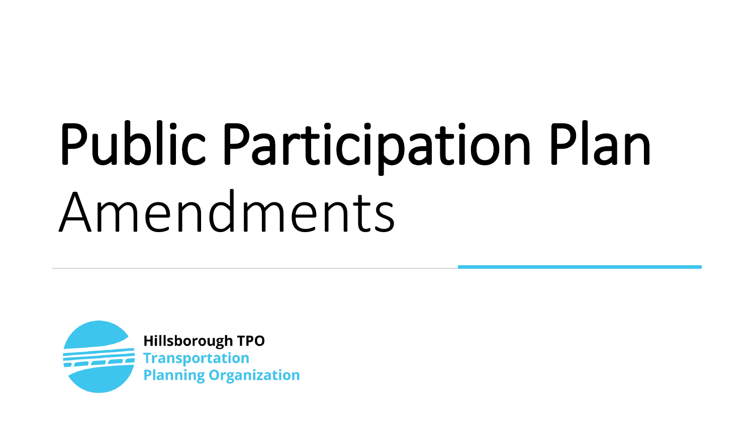# Public Participation Plan
## Amendments

**Hillsborough TPO**
**Transportation Planning Organization**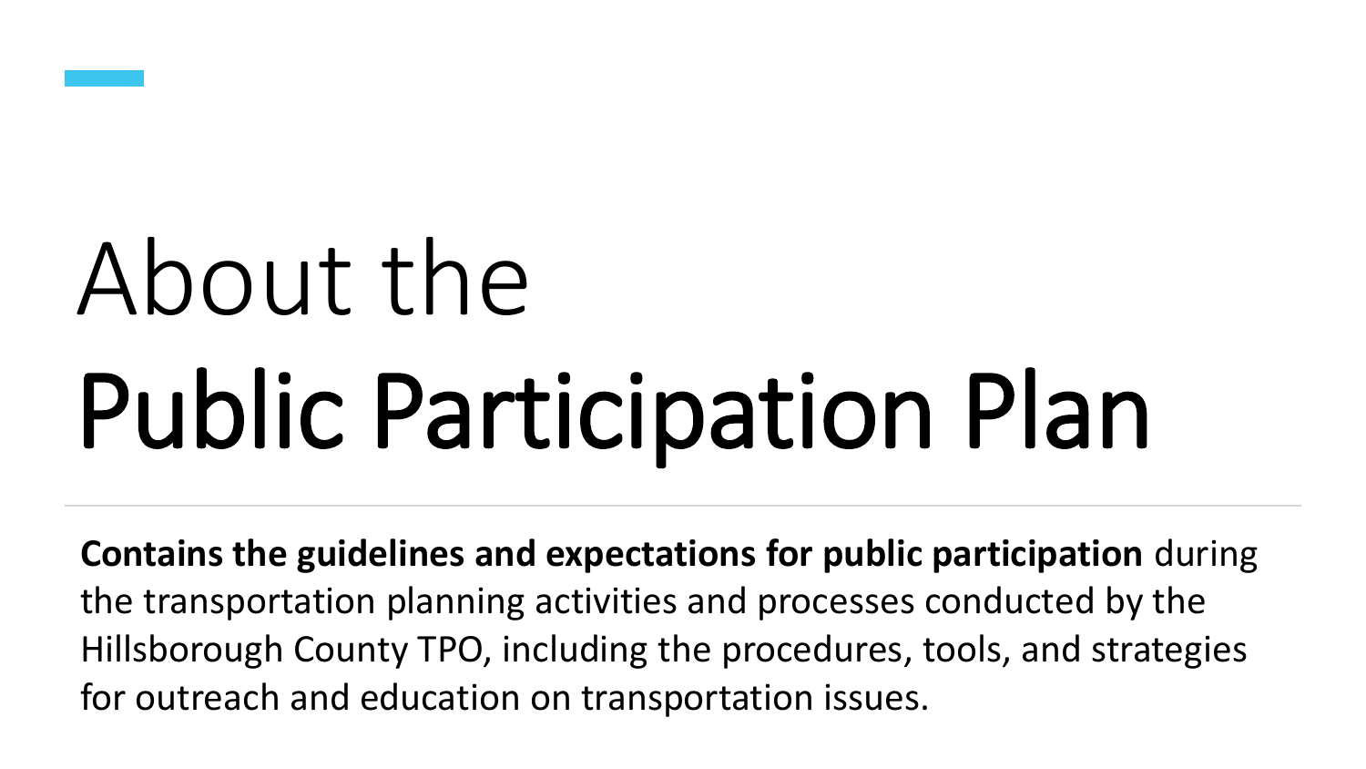# About the Public Participation Plan

**Contains the guidelines and expectations for public participation** during the transportation planning activities and processes conducted by the Hillsborough County TPO, including the procedures, tools, and strategies for outreach and education on transportation issues.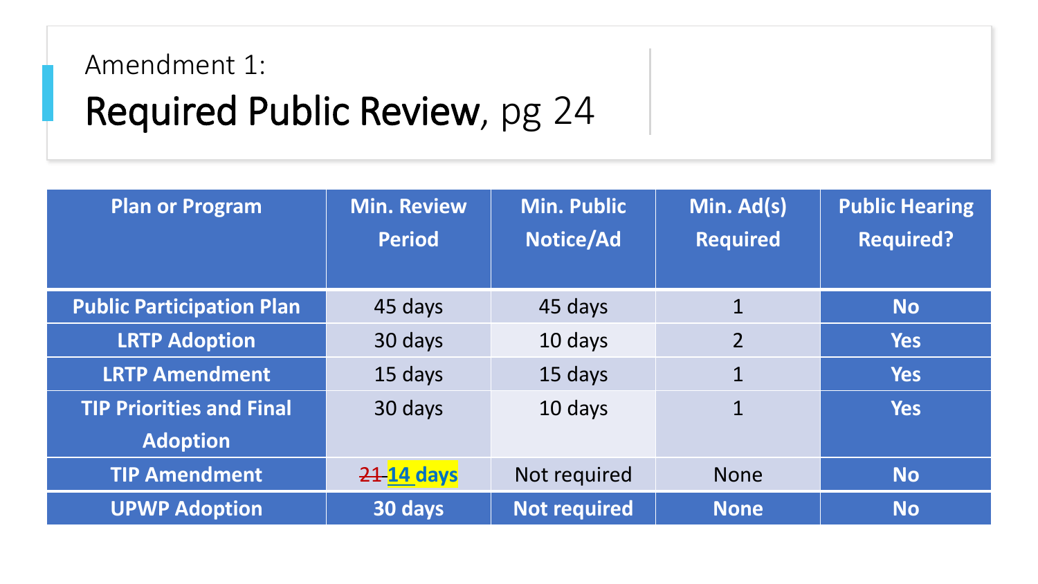Amendment 1:

# Required Public Review, pg 24

| Plan or Program | Min. Review Period | Min. Public Notice/Ad | Min. Ad(s) Required | Public Hearing Required? |
|---|---|---|---|---|
| **Public Participation Plan** | 45 days | 45 days | 1 | **No** |
| **LRTP Adoption** | 30 days | 10 days | 2 | **Yes** |
| **LRTP Amendment** | 15 days | 15 days | 1 | **Yes** |
| **TIP Priorities and Final Adoption** | 30 days | 10 days | 1 | **Yes** |
| **TIP Amendment** | ~~21~~ **14 days** | Not required | None | **No** |
| **UPWP Adoption** | **30 days** | **Not required** | **None** | **No** |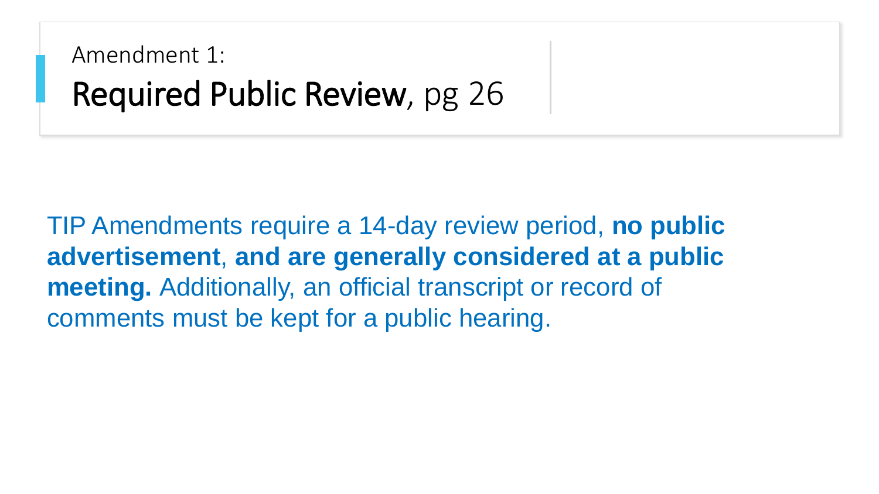## Amendment 1:

# Required Public Review, pg 26

TIP Amendments require a 14-day review period, **no public advertisement**, **and are generally considered at a public meeting.** Additionally, an official transcript or record of comments must be kept for a public hearing.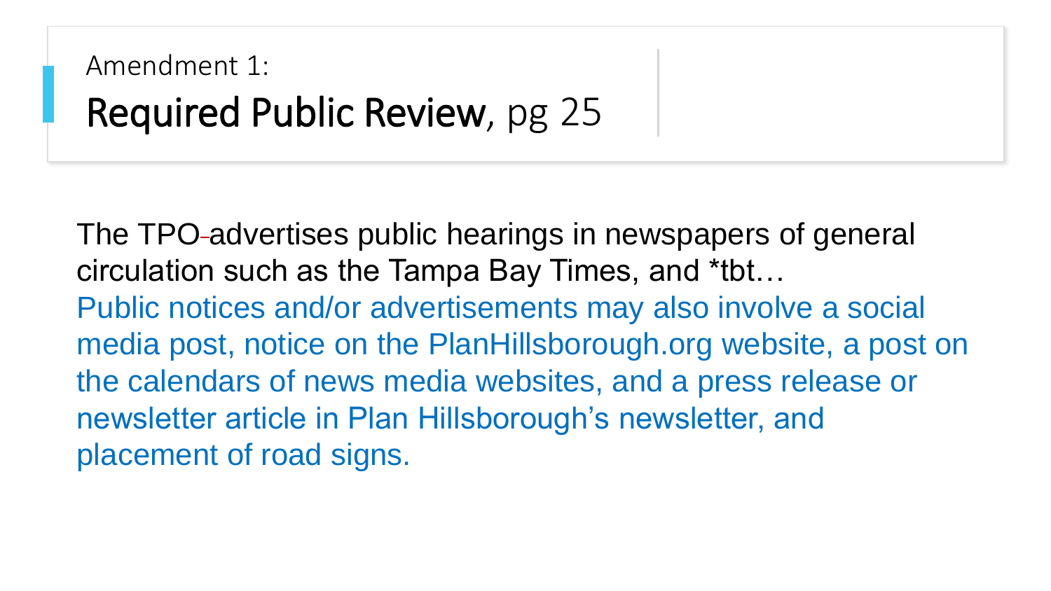Amendment 1:

# **Required Public Review**, pg 25

The TPO advertises public hearings in newspapers of general circulation such as the Tampa Bay Times, and *tbt…

Public notices and/or advertisements may also involve a social media post, notice on the PlanHillsborough.org website, a post on the calendars of news media websites, and a press release or newsletter article in Plan Hillsborough's newsletter, and placement of road signs.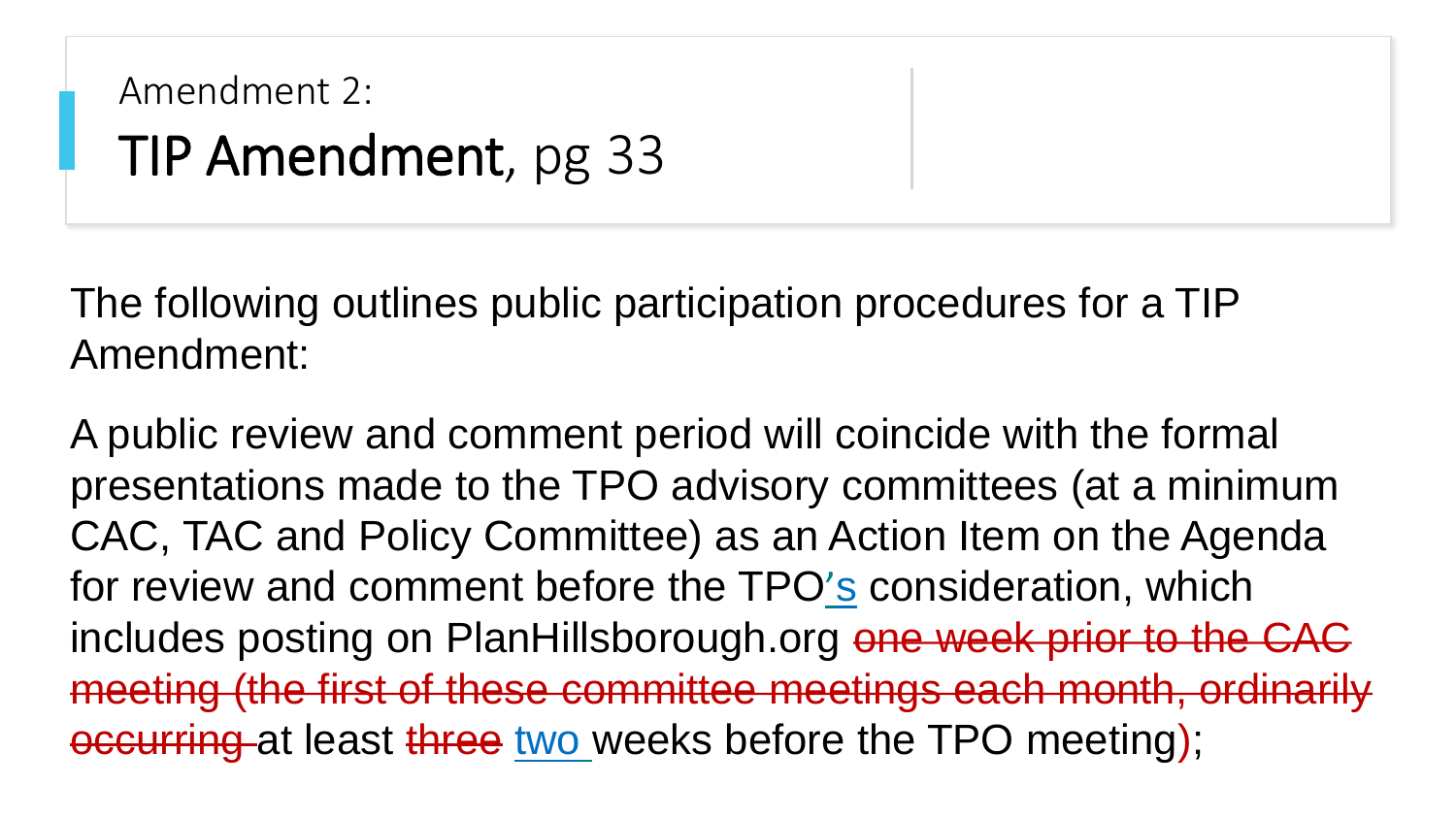Amendment 2:

# TIP Amendment, pg 33

The following outlines public participation procedures for a TIP Amendment:

A public review and comment period will coincide with the formal presentations made to the TPO advisory committees (at a minimum CAC, TAC and Policy Committee) as an Action Item on the Agenda for review and comment before the TPO's consideration, which includes posting on PlanHillsborough.org ~~one week prior to the CAC meeting (the first of these committee meetings each month, ordinarily occurring~~ at least ~~three~~ two weeks before the TPO meeting~~)~~;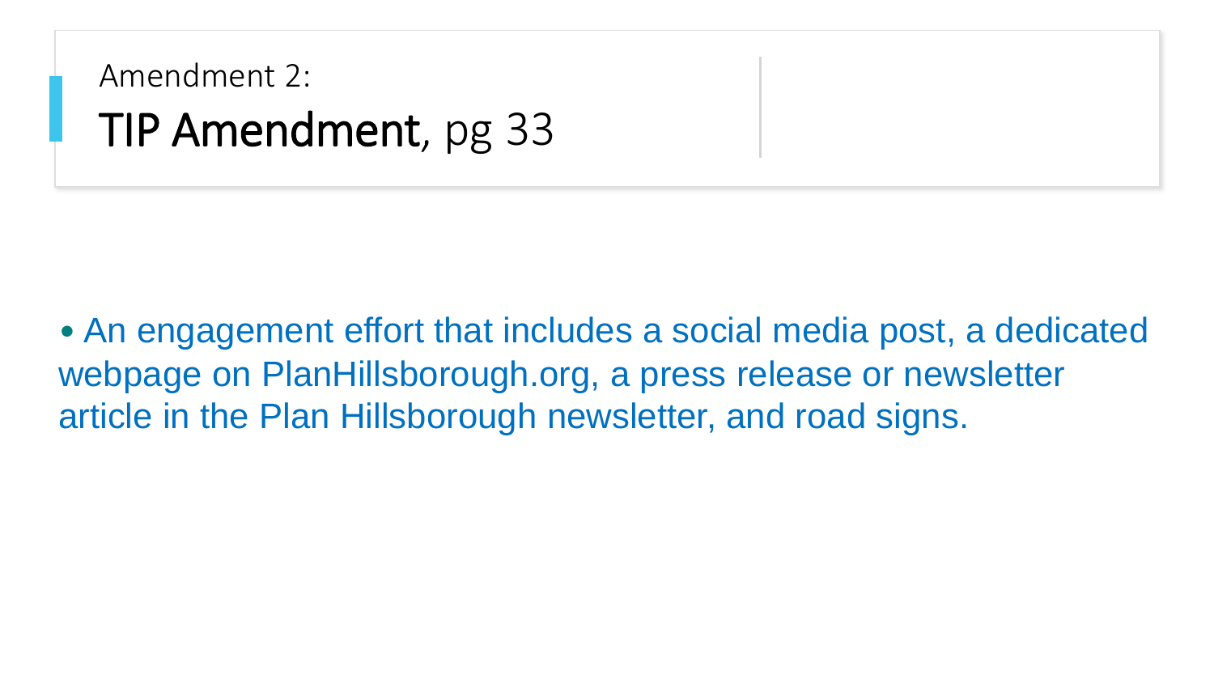Amendment 2:

# **TIP Amendment**, pg 33

- An engagement effort that includes a social media post, a dedicated webpage on PlanHillsborough.org, a press release or newsletter article in the Plan Hillsborough newsletter, and road signs.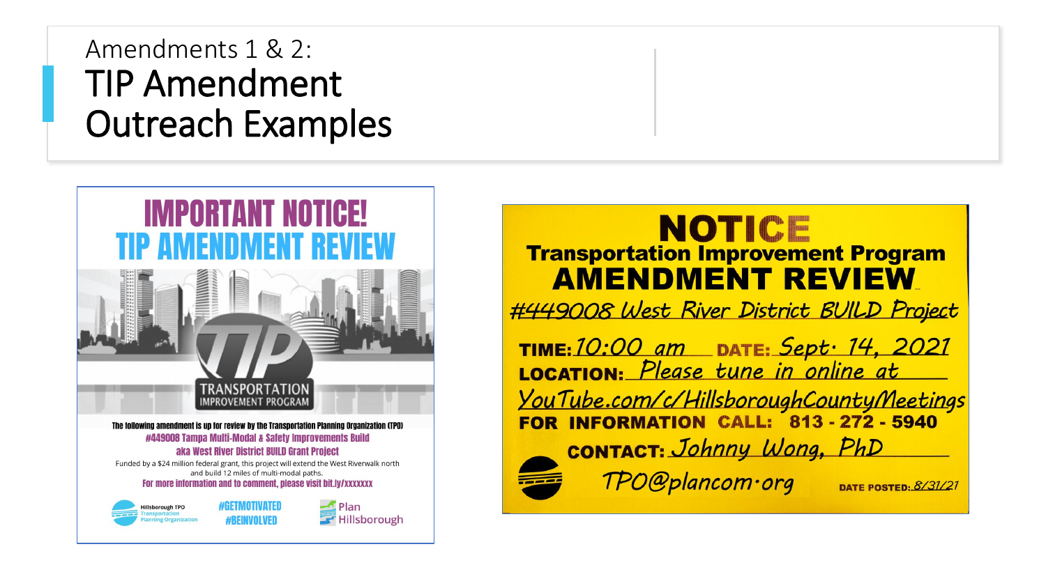Amendments 1 & 2:

# TIP Amendment Outreach Examples

## IMPORTANT NOTICE!
## TIP AMENDMENT REVIEW

TRANSPORTATION IMPROVEMENT PROGRAM

The following amendment is up for review by the Transportation Planning Organization (TPO)

**#449008 Tampa Multi-Modal & Safety Improvements Build aka West River District BUILD Grant Project**

Funded by a $24 million federal grant, this project will extend the West Riverwalk north and build 12 miles of multi-modal paths.

For more information and to comment, please visit bit.ly/xxxxxxx

Hillsborough TPO Transportation Planning Organization

#GETMOTIVATED
#BEINVOLVED

Plan Hillsborough

---

## NOTICE
### Transportation Improvement Program AMENDMENT REVIEW

#449008 West River District BUILD Project

**TIME:** 10:00 am **DATE:** Sept. 14, 2021

**LOCATION:** Please tune in online at YouTube.com/c/HillsboroughCountyMeetings

**FOR INFORMATION CALL:** 813 - 272 - 5940

**CONTACT:** Johnny Wong, PhD

TPO@plancom.org

**DATE POSTED:** 8/31/21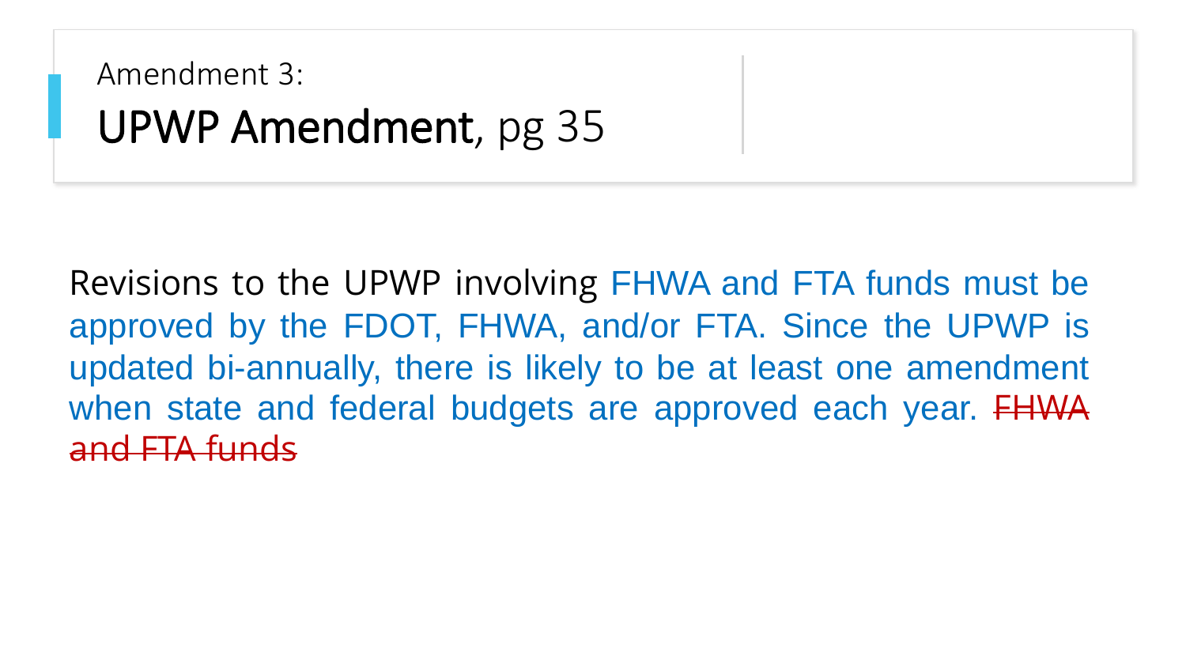Amendment 3:

# UPWP Amendment, pg 35

Revisions to the UPWP involving FHWA and FTA funds must be approved by the FDOT, FHWA, and/or FTA. Since the UPWP is updated bi-annually, there is likely to be at least one amendment when state and federal budgets are approved each year. ~~FHWA and FTA funds~~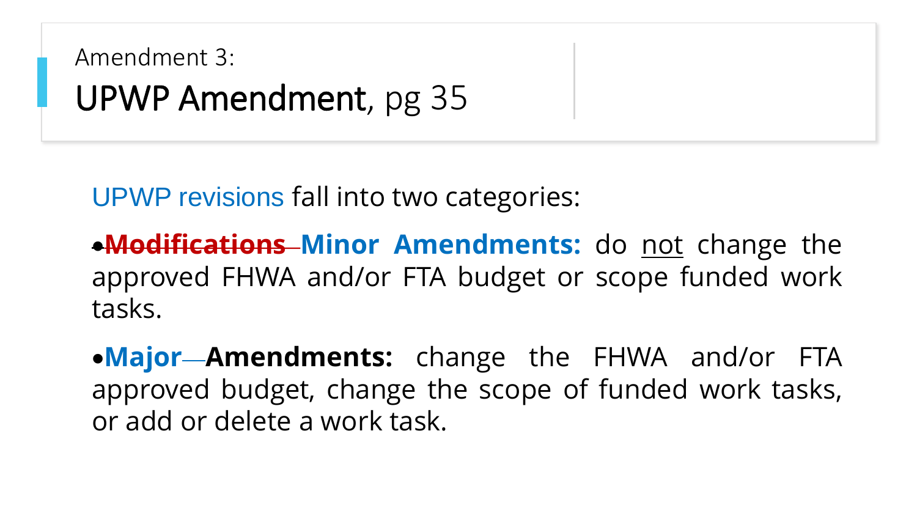Amendment 3:

# UPWP Amendment, pg 35

UPWP revisions fall into two categories:

- ~~**Modifications**~~ **Minor Amendments:** do not change the approved FHWA and/or FTA budget or scope funded work tasks.

- **Major Amendments:** change the FHWA and/or FTA approved budget, change the scope of funded work tasks, or add or delete a work task.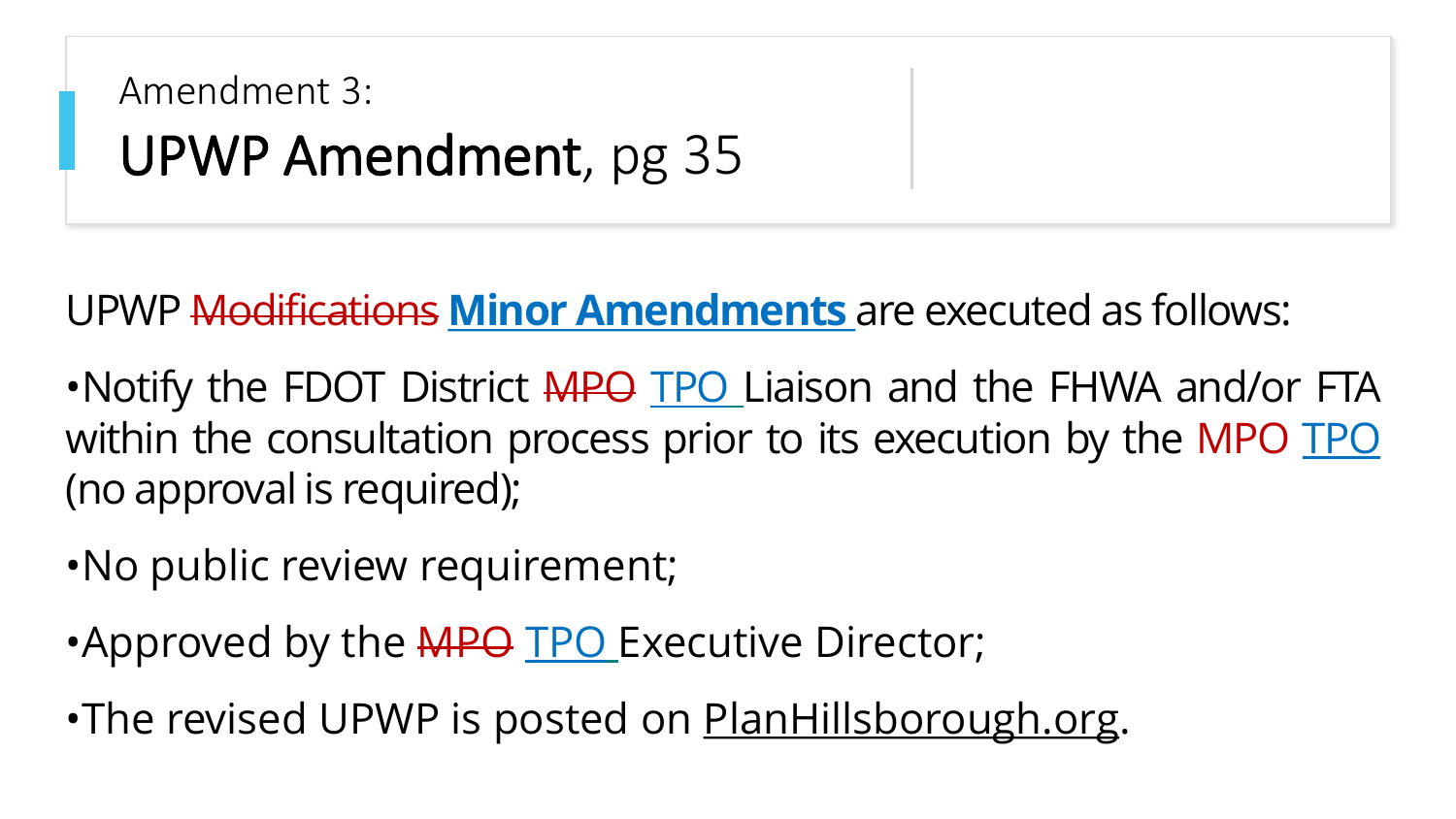Amendment 3:

# UPWP Amendment, pg 35

UPWP ~~Modifications~~ **Minor Amendments** are executed as follows:

- Notify the FDOT District ~~MPO~~ TPO Liaison and the FHWA and/or FTA within the consultation process prior to its execution by the MPO TPO (no approval is required);
- No public review requirement;
- Approved by the ~~MPO~~ TPO Executive Director;
- The revised UPWP is posted on PlanHillsborough.org.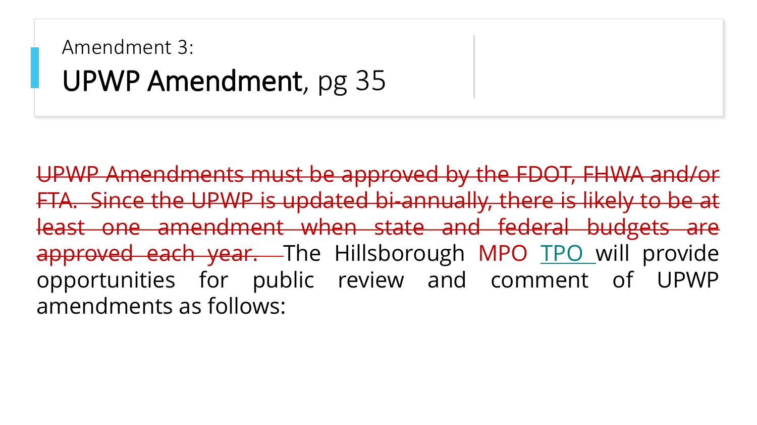Amendment 3:

# UPWP Amendment, pg 35

~~UPWP Amendments must be approved by the FDOT, FHWA and/or FTA. Since the UPWP is updated bi-annually, there is likely to be at least one amendment when state and federal budgets are approved each year.~~ The Hillsborough ~~MPO~~ TPO will provide opportunities for public review and comment of UPWP amendments as follows: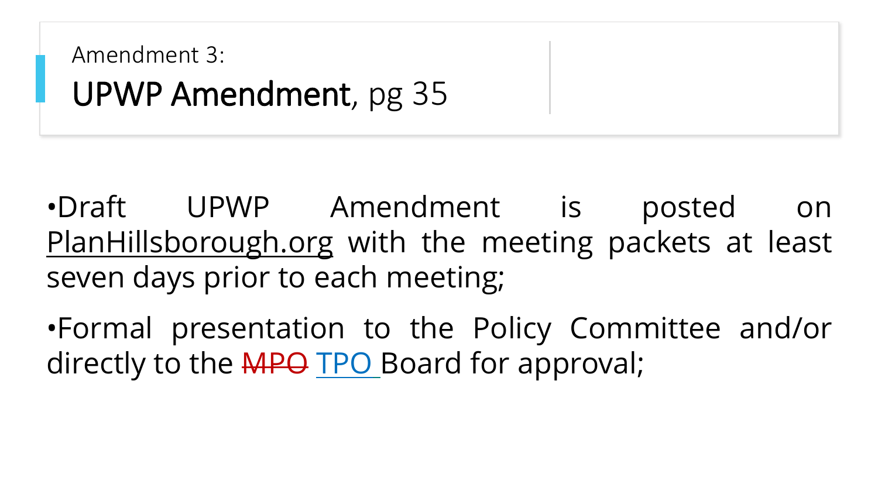Amendment 3:

# **UPWP Amendment**, pg 35

- Draft UPWP Amendment is posted on PlanHillsborough.org with the meeting packets at least seven days prior to each meeting;
- Formal presentation to the Policy Committee and/or directly to the ~~MPO~~ TPO Board for approval;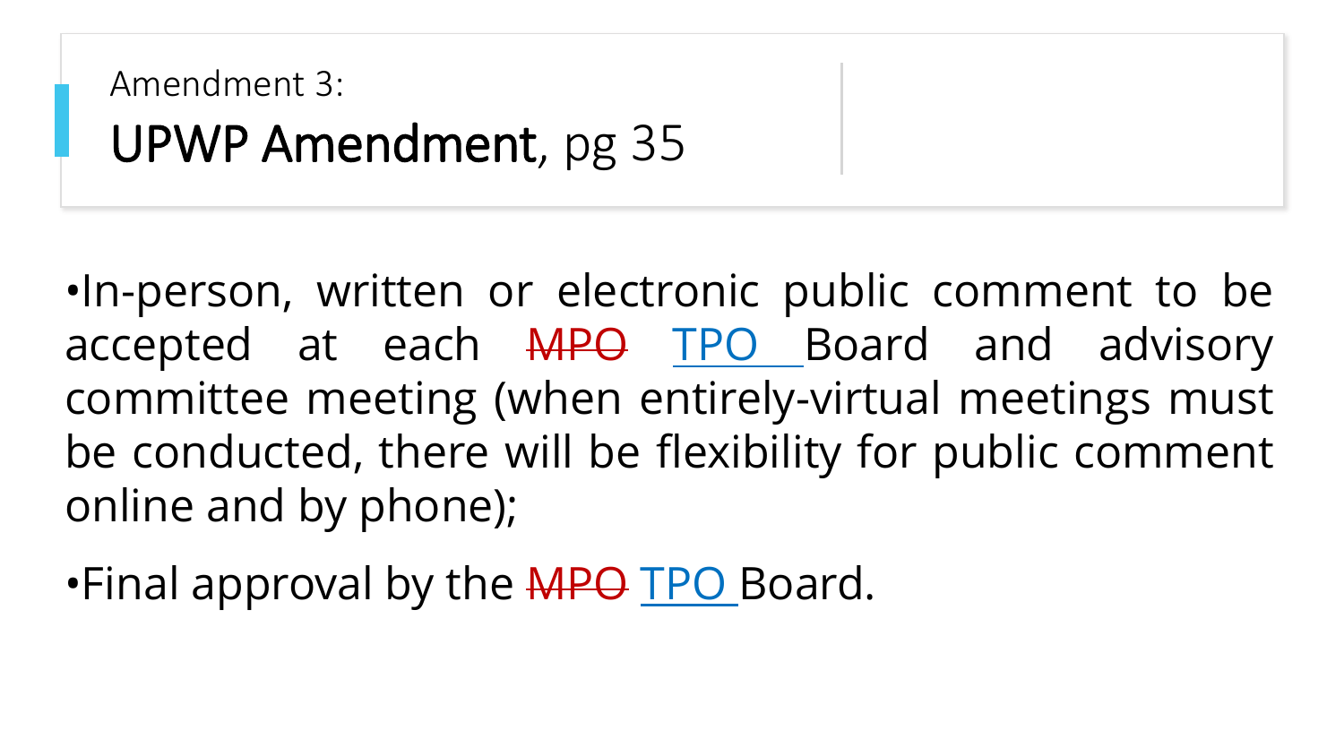Amendment 3:

# UPWP Amendment, pg 35

- In-person, written or electronic public comment to be accepted at each ~~MPO~~ TPO Board and advisory committee meeting (when entirely-virtual meetings must be conducted, there will be flexibility for public comment online and by phone);
- Final approval by the ~~MPO~~ TPO Board.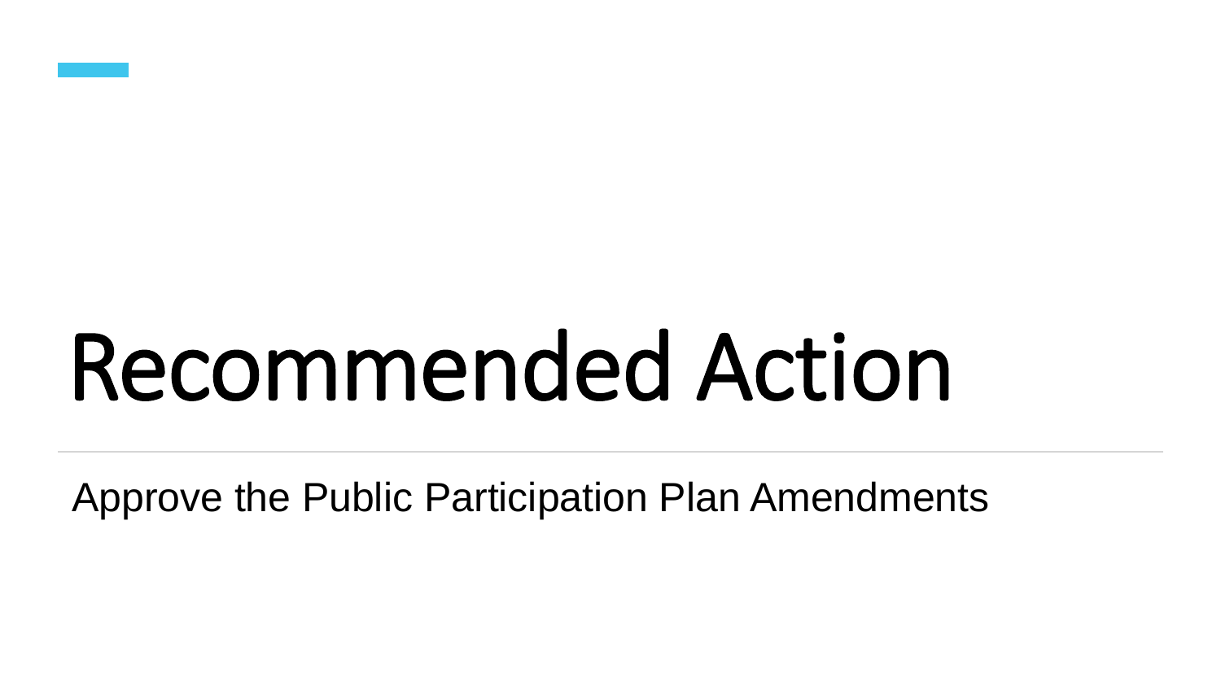# Recommended Action

Approve the Public Participation Plan Amendments